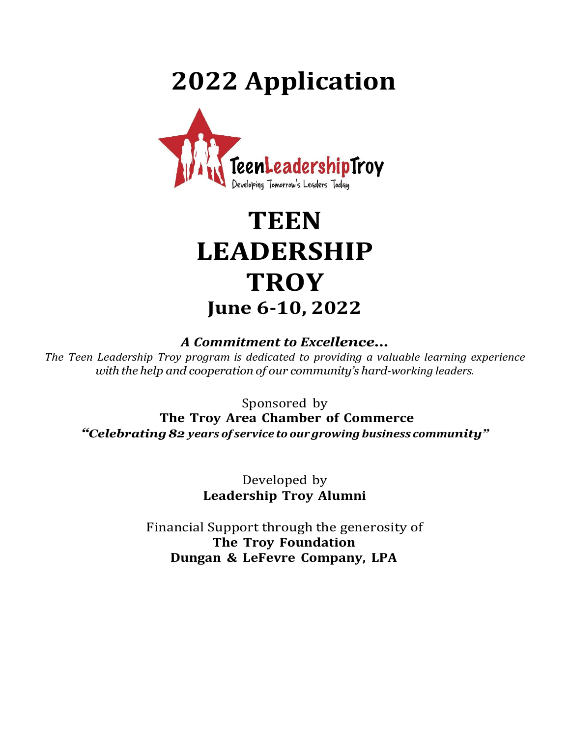# 2022 Application

TeenLeadershipTroy
Developing Tomorrow's Leaders Today

# TEEN LEADERSHIP TROY

## June 6-10, 2022

***A Commitment to Excellence…***

*The Teen Leadership Troy program is dedicated to providing a valuable learning experience with the help and cooperation of our community's hard-working leaders.*

Sponsored by
**The Troy Area Chamber of Commerce**
***"Celebrating 82 years of service to our growing business community"***

Developed by
**Leadership Troy Alumni**

Financial Support through the generosity of
**The Troy Foundation**
**Dungan & LeFevre Company, LPA**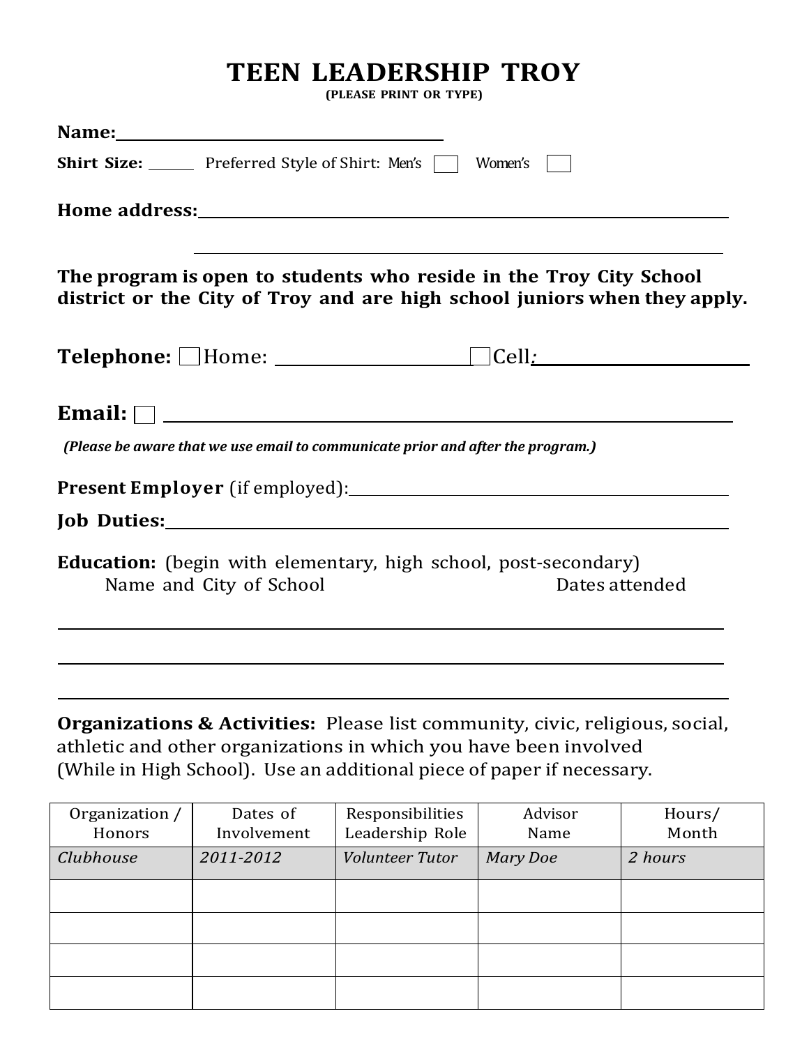# TEEN LEADERSHIP TROY

**(PLEASE PRINT OR TYPE)**

**Name:** ______________________________________

**Shirt Size:** ______ Preferred Style of Shirt: Men's ☐ Women's ☐

**Home address:** ______________________________________________________________

______________________________________________________________

**The program is open to students who reside in the Troy City School district or the City of Troy and are high school juniors when they apply.**

**Telephone:** ☐ Home: ____________________ ☐ Cell: ______________________

**Email:** ☐ ____________________________________________________________

***(Please be aware that we use email to communicate prior and after the program.)***

**Present Employer** (if employed): ________________________________________

**Job Duties:** ______________________________________________________________

**Education:** (begin with elementary, high school, post-secondary)

Name and City of School                                        Dates attended

______________________________________________________________

______________________________________________________________

______________________________________________________________

**Organizations & Activities:** Please list community, civic, religious, social, athletic and other organizations in which you have been involved (While in High School). Use an additional piece of paper if necessary.

| Organization / Honors | Dates of Involvement | Responsibilities Leadership Role | Advisor Name | Hours/ Month |
|---|---|---|---|---|
| *Clubhouse* | *2011-2012* | *Volunteer Tutor* | *Mary Doe* | *2 hours* |
| | | | | |
| | | | | |
| | | | | |
| | | | | |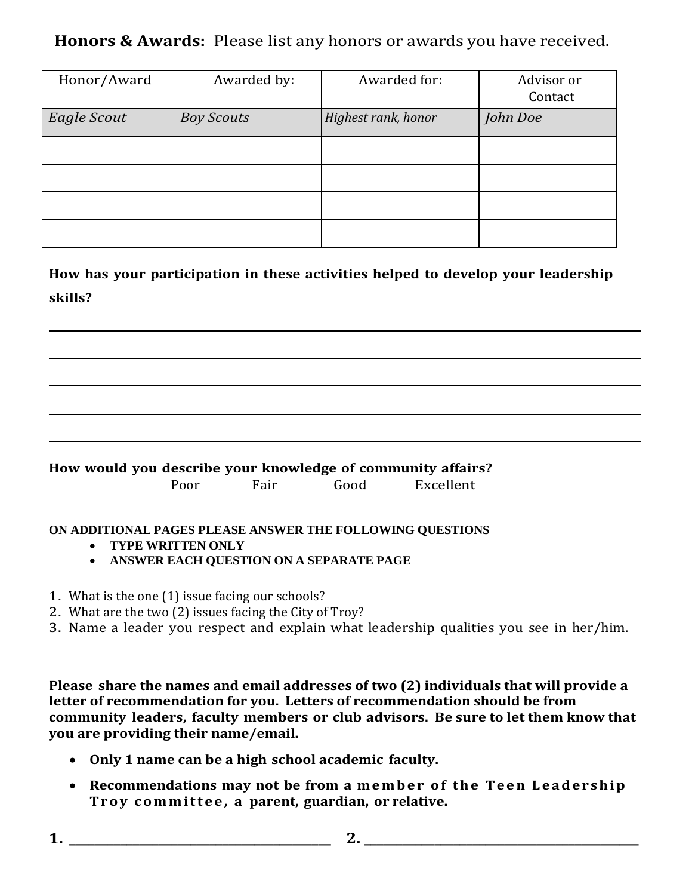**Honors & Awards:** Please list any honors or awards you have received.

| Honor/Award | Awarded by: | Awarded for: | Advisor or Contact |
|---|---|---|---|
| *Eagle Scout* | *Boy Scouts* | *Highest rank, honor* | *John Doe* |
| | | | |
| | | | |
| | | | |
| | | | |

**How has your participation in these activities helped to develop your leadership skills?**

______________________________________________________________________________

______________________________________________________________________________

______________________________________________________________________________

______________________________________________________________________________

______________________________________________________________________________

**How would you describe your knowledge of community affairs?**

Poor Fair Good Excellent

**ON ADDITIONAL PAGES PLEASE ANSWER THE FOLLOWING QUESTIONS**

- **TYPE WRITTEN ONLY**
- **ANSWER EACH QUESTION ON A SEPARATE PAGE**

1. What is the one (1) issue facing our schools?
2. What are the two (2) issues facing the City of Troy?
3. Name a leader you respect and explain what leadership qualities you see in her/him.

**Please share the names and email addresses of two (2) individuals that will provide a letter of recommendation for you. Letters of recommendation should be from community leaders, faculty members or club advisors. Be sure to let them know that you are providing their name/email.**

- **Only 1 name can be a high school academic faculty.**
- **Recommendations may not be from a member of the Teen Leadership Troy committee, a parent, guardian, or relative.**

**1.** ________________________________ **2.** ________________________________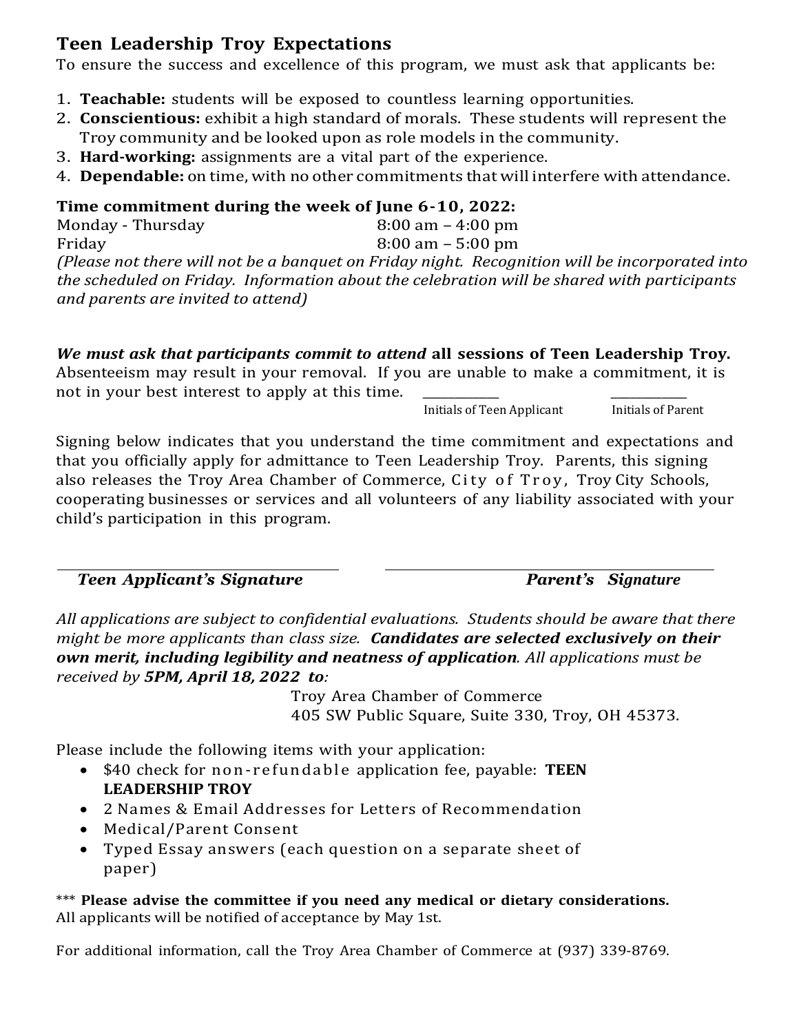## Teen Leadership Troy Expectations

To ensure the success and excellence of this program, we must ask that applicants be:

1. **Teachable:** students will be exposed to countless learning opportunities.
2. **Conscientious:** exhibit a high standard of morals. These students will represent the Troy community and be looked upon as role models in the community.
3. **Hard-working:** assignments are a vital part of the experience.
4. **Dependable:** on time, with no other commitments that will interfere with attendance.

**Time commitment during the week of June 6-10, 2022:**

| | |
|---|---|
| Monday - Thursday | 8:00 am – 4:00 pm |
| Friday | 8:00 am – 5:00 pm |

*(Please not there will not be a banquet on Friday night. Recognition will be incorporated into the scheduled on Friday. Information about the celebration will be shared with participants and parents are invited to attend)*

***We must ask that participants commit to attend* all sessions of Teen Leadership Troy.** Absenteeism may result in your removal. If you are unable to make a commitment, it is not in your best interest to apply at this time. ___________ ___________

Initials of Teen Applicant Initials of Parent

Signing below indicates that you understand the time commitment and expectations and that you officially apply for admittance to Teen Leadership Troy. Parents, this signing also releases the Troy Area Chamber of Commerce, City of Troy, Troy City Schools, cooperating businesses or services and all volunteers of any liability associated with your child's participation in this program.

_______________________________ _______________________________

***Teen Applicant's Signature*** ***Parent's Signature***

*All applications are subject to confidential evaluations. Students should be aware that there might be more applicants than class size.* ***Candidates are selected exclusively on their own merit, including legibility and neatness of application****. All applications must be received by* ***5PM, April 18, 2022 to****:*

Troy Area Chamber of Commerce
405 SW Public Square, Suite 330, Troy, OH 45373.

Please include the following items with your application:

- $40 check for non-refundable application fee, payable: **TEEN LEADERSHIP TROY**
- 2 Names & Email Addresses for Letters of Recommendation
- Medical/Parent Consent
- Typed Essay answers (each question on a separate sheet of paper)

*** **Please advise the committee if you need any medical or dietary considerations.**
All applicants will be notified of acceptance by May 1st.

For additional information, call the Troy Area Chamber of Commerce at (937) 339-8769.